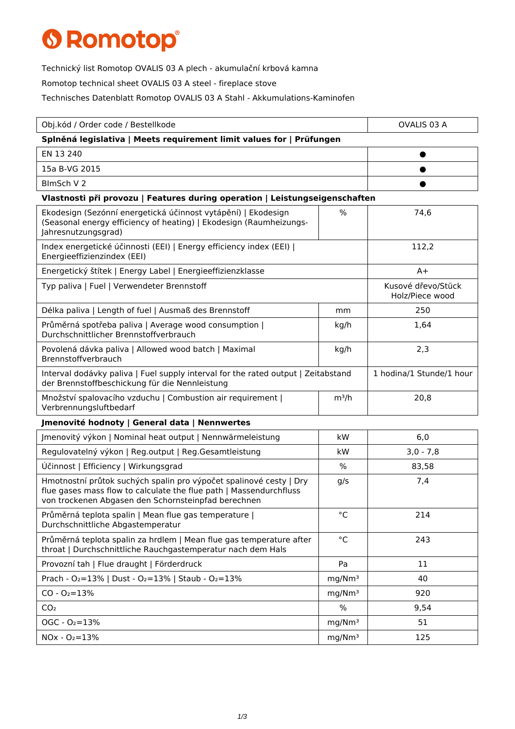# Romotop

Technický list Romotop OVALIS 03 A plech - akumulační krbová kamna

Romotop technical sheet OVALIS 03 A steel - fireplace stove

Technisches Datenblatt Romotop OVALIS 03 A Stahl - Akkumulations-Kaminofen

| Obj.kód / Order code / Bestellkode | | OVALIS 03 A |
|---|---|---|
| **Splněná legislativa \| Meets requirement limit values for \| Prüfungen** | | |
| EN 13 240 | | ● |
| 15a B-VG 2015 | | ● |
| BImSch V 2 | | ● |
| **Vlastnosti při provozu \| Features during operation \| Leistungseigenschaften** | | |
| Ekodesign (Sezónní energetická účinnost vytápění) \| Ekodesign (Seasonal energy efficiency of heating) \| Ekodesign (Raumheizungs-Jahresnutzungsgrad) | % | 74,6 |
| Index energetické účinnosti (EEI) \| Energy efficiency index (EEI) \| Energieeffizienzindex (EEI) | | 112,2 |
| Energetický štítek \| Energy Label \| Energieeffizienzklasse | | A+ |
| Typ paliva \| Fuel \| Verwendeter Brennstoff | | Kusové dřevo/Stück Holz/Piece wood |
| Délka paliva \| Length of fuel \| Ausmaß des Brennstoff | mm | 250 |
| Průměrná spotřeba paliva \| Average wood consumption \| Durchschnittlicher Brennstoffverbrauch | kg/h | 1,64 |
| Povolená dávka paliva \| Allowed wood batch \| Maximal Brennstoffverbrauch | kg/h | 2,3 |
| Interval dodávky paliva \| Fuel supply interval for the rated output \| Zeitabstand der Brennstoffbeschickung für die Nennleistung | | 1 hodina/1 Stunde/1 hour |
| Množství spalovacího vzduchu \| Combustion air requirement \| Verbrennungsluftbedarf | $m^3/h$ | 20,8 |
| **Jmenovité hodnoty \| General data \| Nennwertes** | | |
| Jmenovitý výkon \| Nominal heat output \| Nennwärmeleistung | kW | 6,0 |
| Regulovatelný výkon \| Reg.output \| Reg.Gesamtleistung | kW | 3,0 - 7,8 |
| Účinnost \| Efficiency \| Wirkungsgrad | % | 83,58 |
| Hmotnostní průtok suchých spalin pro výpočet spalinové cesty \| Dry flue gases mass flow to calculate the flue path \| Massendurchfluss von trockenen Abgasen den Schornsteinpfad berechnen | g/s | 7,4 |
| Průměrná teplota spalin \| Mean flue gas temperature \| Durchschnittliche Abgastemperatur | °C | 214 |
| Průměrná teplota spalin za hrdlem \| Mean flue gas temperature after throat \| Durchschnittliche Rauchgastemperatur nach dem Hals | °C | 243 |
| Provozní tah \| Flue draught \| Förderdruck | Pa | 11 |
| Prach - $O_2$=13% \| Dust - $O_2$=13% \| Staub - $O_2$=13% | $mg/Nm^3$ | 40 |
| CO - $O_2$=13% | $mg/Nm^3$ | 920 |
| $CO_2$ | % | 9,54 |
| OGC - $O_2$=13% | $mg/Nm^3$ | 51 |
| NOx - $O_2$=13% | $mg/Nm^3$ | 125 |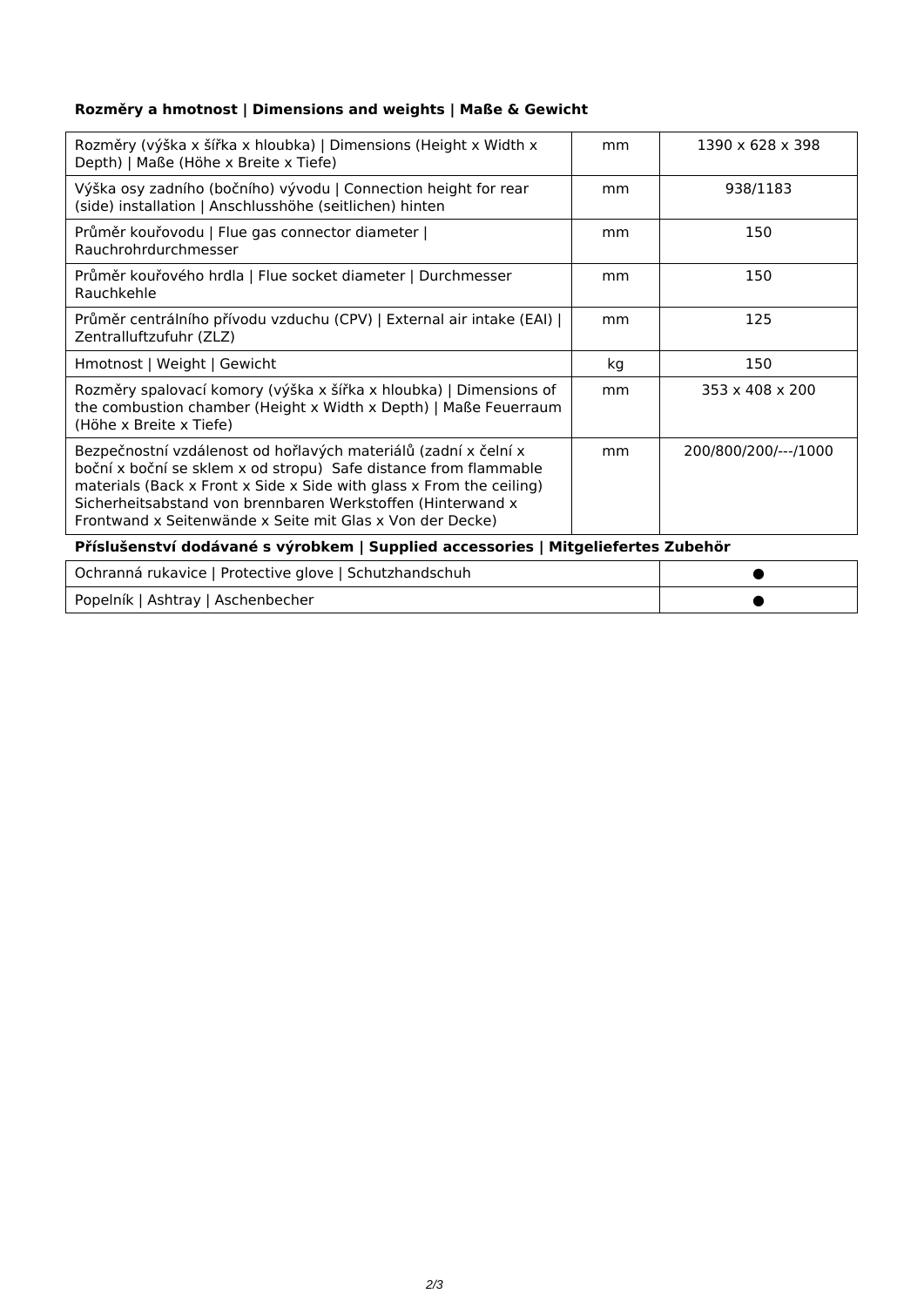**Rozměry a hmotnost | Dimensions and weights | Maße & Gewicht**

| | | |
|---|---|---|
| Rozměry (výška x šířka x hloubka) \| Dimensions (Height x Width x Depth) \| Maße (Höhe x Breite x Tiefe) | mm | 1390 x 628 x 398 |
| Výška osy zadního (bočního) vývodu \| Connection height for rear (side) installation \| Anschlusshöhe (seitlichen) hinten | mm | 938/1183 |
| Průměr kouřovodu \| Flue gas connector diameter \| Rauchrohrdurchmesser | mm | 150 |
| Průměr kouřového hrdla \| Flue socket diameter \| Durchmesser Rauchkehle | mm | 150 |
| Průměr centrálního přívodu vzduchu (CPV) \| External air intake (EAI) \| Zentralluftzufuhr (ZLZ) | mm | 125 |
| Hmotnost \| Weight \| Gewicht | kg | 150 |
| Rozměry spalovací komory (výška x šířka x hloubka) \| Dimensions of the combustion chamber (Height x Width x Depth) \| Maße Feuerraum (Höhe x Breite x Tiefe) | mm | 353 x 408 x 200 |
| Bezpečnostní vzdálenost od hořlavých materiálů (zadní x čelní x boční x boční se sklem x od stropu) Safe distance from flammable materials (Back x Front x Side x Side with glass x From the ceiling) Sicherheitsabstand von brennbaren Werkstoffen (Hinterwand x Frontwand x Seitenwände x Seite mit Glas x Von der Decke) | mm | 200/800/200/---/1000 |

**Příslušenství dodávané s výrobkem | Supplied accessories | Mitgeliefertes Zubehör**

| | |
|---|---|
| Ochranná rukavice \| Protective glove \| Schutzhandschuh | ● |
| Popelník \| Ashtray \| Aschenbecher | ● |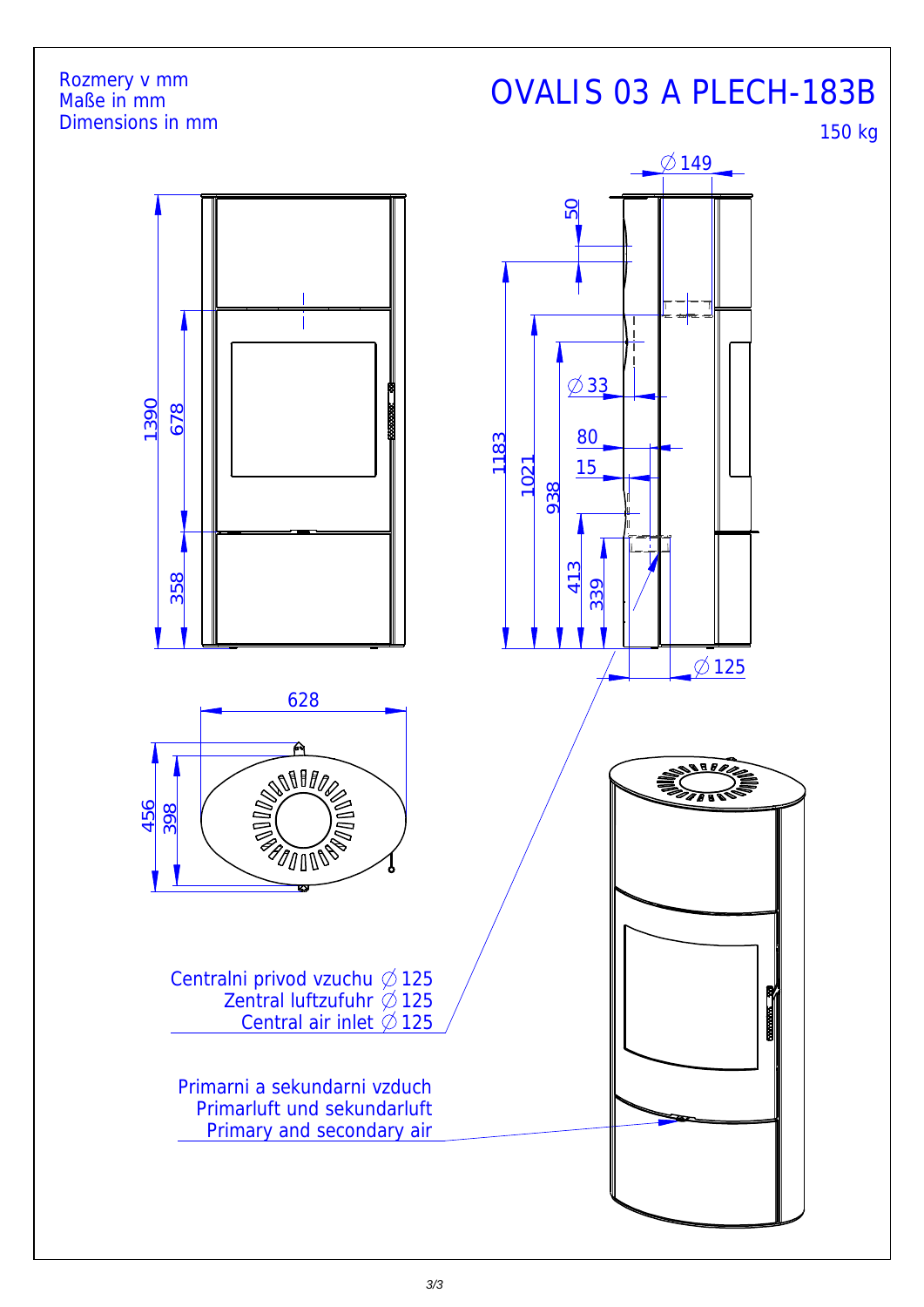Rozmery v mm
Maße in mm
Dimensions in mm

# OVALIS 03 A PLECH-183B

150 kg

∅149

50

1390
678
358

1183
1021
938
413
339

∅33
80
15

∅125

628

456
398

Centralni privod vzuchu ∅125
Zentral luftzufuhr ∅125
Central air inlet ∅125

Primarni a sekundarni vzduch
Primarluft und sekundarluft
Primary and secondary air